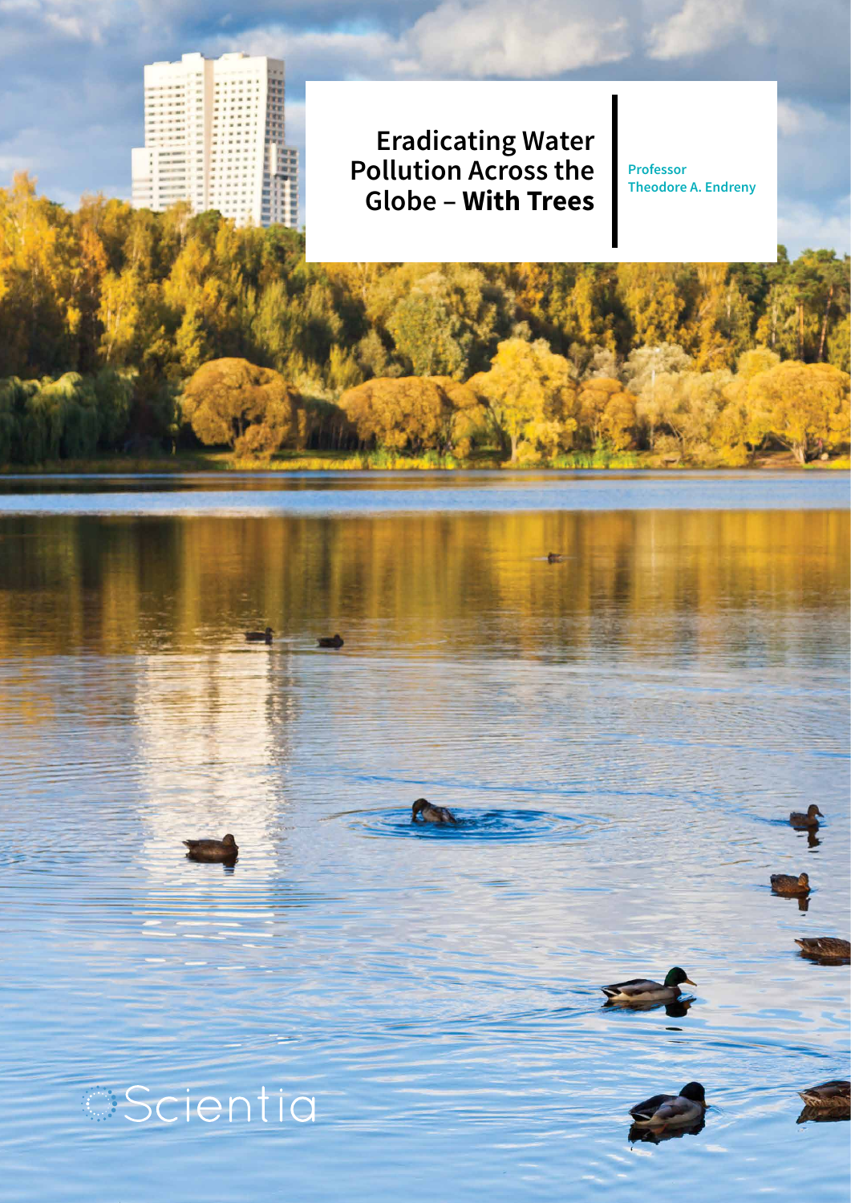# Eradicating Water Pollution Across the Globe – **With Trees**

**Professor Theodore A. Endreny**

Scientia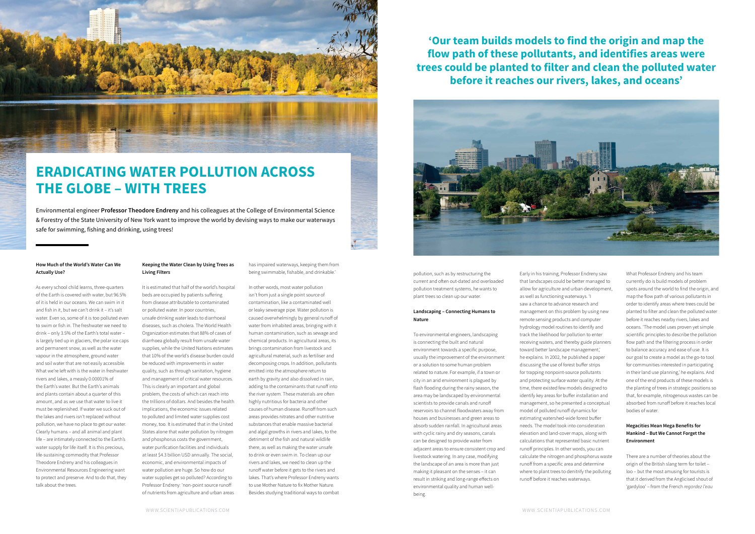# ERADICATING WATER POLLUTION ACROSS THE GLOBE – WITH TREES

Environmental engineer **Professor Theodore Endreny** and his colleagues at the College of Environmental Science & Forestry of the State University of New York want to improve the world by devising ways to make our waterways safe for swimming, fishing and drinking, using trees!

**'Our team builds models to find the origin and map the flow path of these pollutants, and identifies areas were trees could be planted to filter and clean the polluted water before it reaches our rivers, lakes, and oceans'**

### How Much of the World's Water Can We Actually Use?

As every school child learns, three-quarters of the Earth is covered with water, but 96.5% of it is held in our oceans. We can swim in it and fish in it, but we can't drink it – it's salt water. Even so, some of it is too polluted even to swim or fish in. The freshwater we need to drink – only 3.5% of the Earth's total water – is largely tied up in glaciers, the polar ice caps and permanent snow, as well as the water vapour in the atmosphere, ground water and soil water that are not easily accessible. What we're left with is the water in freshwater rivers and lakes, a measly 0.00001% of the Earth's water. But the Earth's animals and plants contain about a quarter of this amount, and as we use that water to live it must be replenished. If water we suck out of the lakes and rivers isn't replaced without pollution, we have no place to get our water. Clearly humans – and all animal and plant life – are intimately connected to the Earth's water supply for life itself. It is this precious, life-sustaining commodity that Professor Theodore Endreny and his colleagues in Environmental Resources Engineering want to protect and preserve. And to do that, they talk about the trees.

### Keeping the Water Clean by Using Trees as Living Filters

It is estimated that half of the world's hospital beds are occupied by patients suffering from disease attributable to contaminated or polluted water. In poor countries, unsafe drinking water leads to diarrhoeal diseases, such as cholera. The World Health Organization estimates that 88% of cases of diarrhoea globally result from unsafe water supplies, while the United Nations estimates that 10% of the world's disease burden could be reduced with improvements in water quality, such as through sanitation, hygiene and management of critical water resources. This is clearly an important and global problem, the costs of which can reach into the trillions of dollars. And besides the health implications, the economic issues related to polluted and limited water supplies cost money, too. It is estimated that in the United States alone that water pollution by nitrogen and phosphorus costs the government, water purification facilities and individuals at least $4.3 billion USD annually. The social, economic, and environmental impacts of water pollution are huge. So how do our water supplies get so polluted? According to Professor Endreny: 'non-point source runoff of nutrients from agriculture and urban areas has impaired waterways, keeping them from being swimmable, fishable, and drinkable.'

In other words, most water pollution isn't from just a single point source of contamination, like a contaminated well or leaky sewerage pipe. Water pollution is caused overwhelmingly by general runoff of water from inhabited areas, bringing with it human contamination, such as sewage and chemical products. In agricultural areas, its brings contamination from livestock and agricultural material, such as fertiliser and decomposing crops. In addition, pollutants emitted into the atmosphere return to earth by gravity and also dissolved in rain, adding to the contaminants that runoff into the river system. These materials are often highly nutritious for bacteria and other causes of human disease. Runoff from such areas provides nitrates and other nutritive substances that enable massive bacterial and algal growths in rivers and lakes, to the detriment of the fish and natural wildlife there, as well as making the water unsafe to drink or even swim in. To clean up our rivers and lakes, we need to clean up the runoff water before it gets to the rivers and lakes. That's where Professor Endreny wants to use Mother Nature to fix Mother Nature. Besides studying traditional ways to combat pollution, such as by restructuring the current and often out-dated and overloaded pollution treatment systems, he wants to plant trees so clean up our water.

### Landscaping – Connecting Humans to Nature

To environmental engineers, landscaping is connecting the built and natural environment towards a specific purpose, usually the improvement of the environment or a solution to some human problem related to nature. For example, if a town or city in an arid environment is plagued by flash flooding during the rainy season, the area may be landscaped by environmental scientists to provide canals and runoff reservoirs to channel floodwaters away from houses and businesses and green areas to absorb sudden rainfall. In agricultural areas with cyclic rainy and dry seasons, canals can be designed to provide water from adjacent areas to ensure consistent crop and livestock watering. In any case, modifying the landscape of an area is more than just making it pleasant on the senses – it can result in striking and long-range effects on environmental quality and human well-being.

Early in his training, Professor Endreny saw that landscapes could be better managed to allow for agriculture and urban development, as well as functioning waterways. 'I saw a chance to advance research and management on this problem by using new remote sensing products and computer hydrology model routines to identify and track the likelihood for pollution to enter receiving waters, and thereby guide planners toward better landscape management,' he explains. In 2002, he published a paper discussing the use of forest buffer strips for trapping nonpoint-source pollutants and protecting surface water quality. At the time, there existed few models designed to identify key areas for buffer installation and management, so he presented a conceptual model of polluted runoff dynamics for estimating watershed-wide forest buffer needs. The model took into consideration elevation and land-cover maps, along with calculations that represented basic nutrient runoff principles. In other words, you can calculate the nitrogen and phosphorus waste runoff from a specific area and determine where to plant trees to denitrify the polluting runoff before it reaches waterways.

What Professor Endreny and his team currently do is build models of problem spots around the world to find the origin, and map the flow path of various pollutants in order to identify areas where trees could be planted to filter and clean the polluted water before it reaches nearby rivers, lakes and oceans. 'The model uses proven yet simple scientific principles to describe the pollution flow path and the filtering process in order to balance accuracy and ease of use. It is our goal to create a model as the go-to tool for communities interested in participating in their land use planning,' he explains. And one of the end products of these models is the planting of trees in strategic positions so that, for example, nitrogenous wastes can be absorbed from runoff before it reaches local bodies of water.

### Megacities Mean Mega Benefits for Mankind – But We Cannot Forget the Environment

There are a number of theories about the origin of the British slang term for toilet – loo – but the most amusing for tourists is that it derived from the Anglicised shout of 'gardyloo' – from the French *regardez l'eau*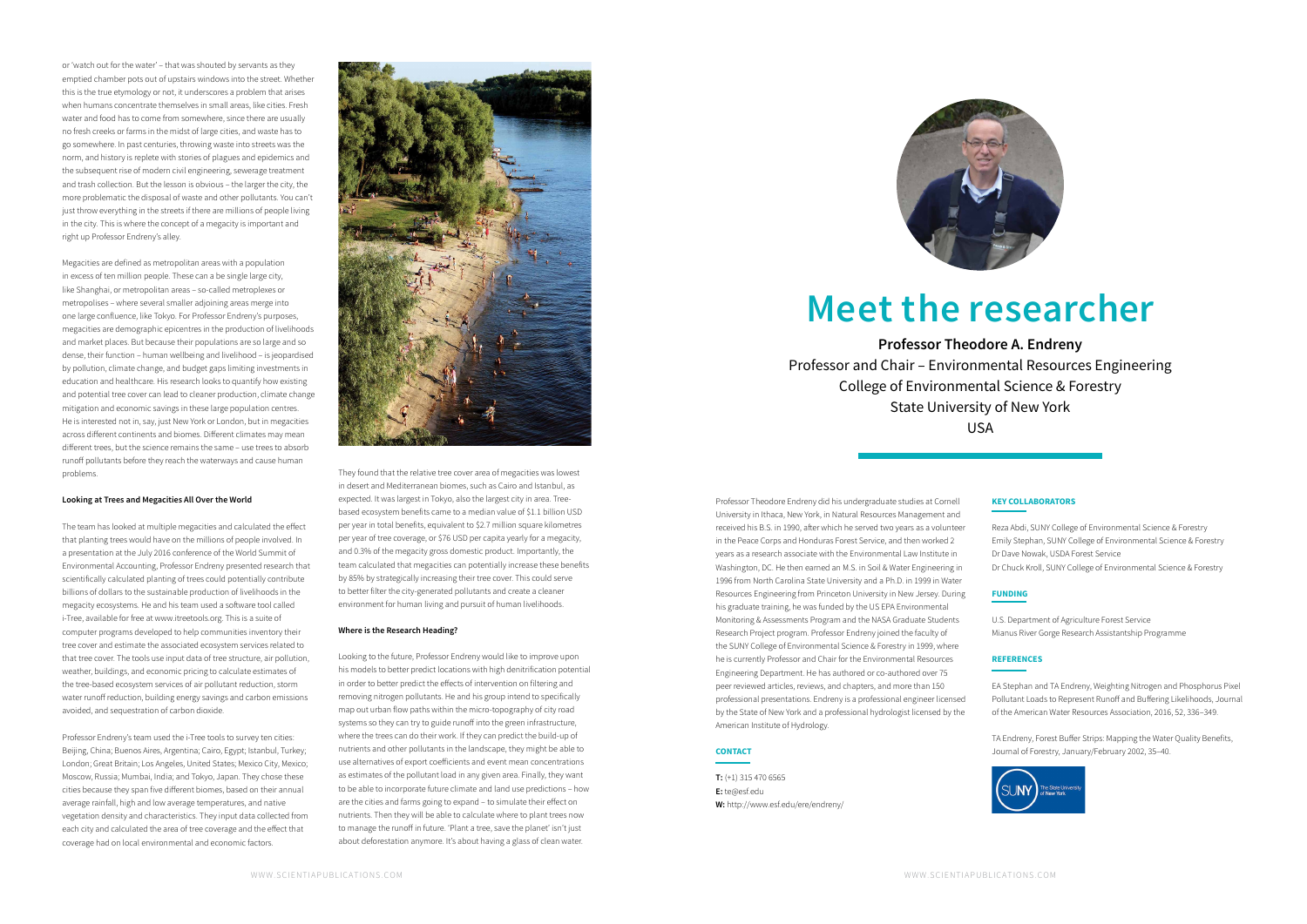or 'watch out for the water' – that was shouted by servants as they emptied chamber pots out of upstairs windows into the street. Whether this is the true etymology or not, it underscores a problem that arises when humans concentrate themselves in small areas, like cities. Fresh water and food has to come from somewhere, since there are usually no fresh creeks or farms in the midst of large cities, and waste has to go somewhere. In past centuries, throwing waste into streets was the norm, and history is replete with stories of plagues and epidemics and the subsequent rise of modern civil engineering, sewerage treatment and trash collection. But the lesson is obvious – the larger the city, the more problematic the disposal of waste and other pollutants. You can't just throw everything in the streets if there are millions of people living in the city. This is where the concept of a megacity is important and right up Professor Endreny's alley.

Megacities are defined as metropolitan areas with a population in excess of ten million people. These can be a single large city, like Shanghai, or metropolitan areas – so-called metroplexes or metropolises – where several smaller adjoining areas merge into one large confluence, like Tokyo. For Professor Endreny's purposes, megacities are demographic epicentres in the production of livelihoods and market places. But because their populations are so large and so dense, their function – human wellbeing and livelihood – is jeopardised by pollution, climate change, and budget gaps limiting investments in education and healthcare. His research looks to quantify how existing and potential tree cover can lead to cleaner production, climate change mitigation and economic savings in these large population centres. He is interested not in, say, just New York or London, but in megacities across different continents and biomes. Different climates may mean different trees, but the science remains the same – use trees to absorb runoff pollutants before they reach the waterways and cause human problems.

#### Looking at Trees and Megacities All Over the World

The team has looked at multiple megacities and calculated the effect that planting trees would have on the millions of people involved. In a presentation at the July 2016 conference of the World Summit of Environmental Accounting, Professor Endreny presented research that scientifically calculated planting of trees could potentially contribute billions of dollars to the sustainable production of livelihoods in the megacity ecosystems. He and his team used a software tool called i-Tree, available for free at www.itreetools.org. This is a suite of computer programs developed to help communities inventory their tree cover and estimate the associated ecosystem services related to that tree cover. The tools use input data of tree structure, air pollution, weather, buildings, and economic pricing to calculate estimates of the tree-based ecosystem services of air pollutant reduction, storm water runoff reduction, building energy savings and carbon emissions avoided, and sequestration of carbon dioxide.

Professor Endreny's team used the i-Tree tools to survey ten cities: Beijing, China; Buenos Aires, Argentina; Cairo, Egypt; Istanbul, Turkey; London; Great Britain; Los Angeles, United States; Mexico City, Mexico; Moscow, Russia; Mumbai, India; and Tokyo, Japan. They chose these cities because they span five different biomes, based on their annual average rainfall, high and low average temperatures, and native vegetation density and characteristics. They input data collected from each city and calculated the area of tree coverage and the effect that coverage had on local environmental and economic factors.

They found that the relative tree cover area of megacities was lowest in desert and Mediterranean biomes, such as Cairo and Istanbul, as expected. It was largest in Tokyo, also the largest city in area. Tree-based ecosystem benefits came to a median value of $1.1 billion USD per year in total benefits, equivalent to $2.7 million square kilometres per year of tree coverage, or $76 USD per capita yearly for a megacity, and 0.3% of the megacity gross domestic product. Importantly, the team calculated that megacities can potentially increase these benefits by 85% by strategically increasing their tree cover. This could serve to better filter the city-generated pollutants and create a cleaner environment for human living and pursuit of human livelihoods.

#### Where is the Research Heading?

Looking to the future, Professor Endreny would like to improve upon his models to better predict locations with high denitrification potential in order to better predict the effects of intervention on filtering and removing nitrogen pollutants. He and his group intend to specifically map out urban flow paths within the micro-topography of city road systems so they can try to guide runoff into the green infrastructure, where the trees can do their work. If they can predict the build-up of nutrients and other pollutants in the landscape, they might be able to use alternatives of export coefficients and event mean concentrations as estimates of the pollutant load in any given area. Finally, they want to be able to incorporate future climate and land use predictions – how are the cities and farms going to expand – to simulate their effect on nutrients. Then they will be able to calculate where to plant trees now to manage the runoff in future. 'Plant a tree, save the planet' isn't just about deforestation anymore. It's about having a glass of clean water.

# Meet the researcher

**Professor Theodore A. Endreny**
Professor and Chair – Environmental Resources Engineering
College of Environmental Science & Forestry
State University of New York
USA

Professor Theodore Endreny did his undergraduate studies at Cornell University in Ithaca, New York, in Natural Resources Management and received his B.S. in 1990, after which he served two years as a volunteer in the Peace Corps and Honduras Forest Service, and then worked 2 years as a research associate with the Environmental Law Institute in Washington, DC. He then earned an M.S. in Soil & Water Engineering in 1996 from North Carolina State University and a Ph.D. in 1999 in Water Resources Engineering from Princeton University in New Jersey. During his graduate training, he was funded by the US EPA Environmental Monitoring & Assessments Program and the NASA Graduate Students Research Project program. Professor Endreny joined the faculty of the SUNY College of Environmental Science & Forestry in 1999, where he is currently Professor and Chair for the Environmental Resources Engineering Department. He has authored or co-authored over 75 peer reviewed articles, reviews, and chapters, and more than 150 professional presentations. Endreny is a professional engineer licensed by the State of New York and a professional hydrologist licensed by the American Institute of Hydrology.

#### CONTACT

**T:** (+1) 315 470 6565
**E:** te@esf.edu
**W:** http://www.esf.edu/ere/endreny/

#### KEY COLLABORATORS

Reza Abdi, SUNY College of Environmental Science & Forestry
Emily Stephan, SUNY College of Environmental Science & Forestry
Dr Dave Nowak, USDA Forest Service
Dr Chuck Kroll, SUNY College of Environmental Science & Forestry

#### FUNDING

U.S. Department of Agriculture Forest Service
Mianus River Gorge Research Assistantship Programme

#### REFERENCES

EA Stephan and TA Endreny, Weighting Nitrogen and Phosphorus Pixel Pollutant Loads to Represent Runoff and Buffering Likelihoods, Journal of the American Water Resources Association, 2016, 52, 336–349.

TA Endreny, Forest Buffer Strips: Mapping the Water Quality Benefits, Journal of Forestry, January/February 2002, 35–40.